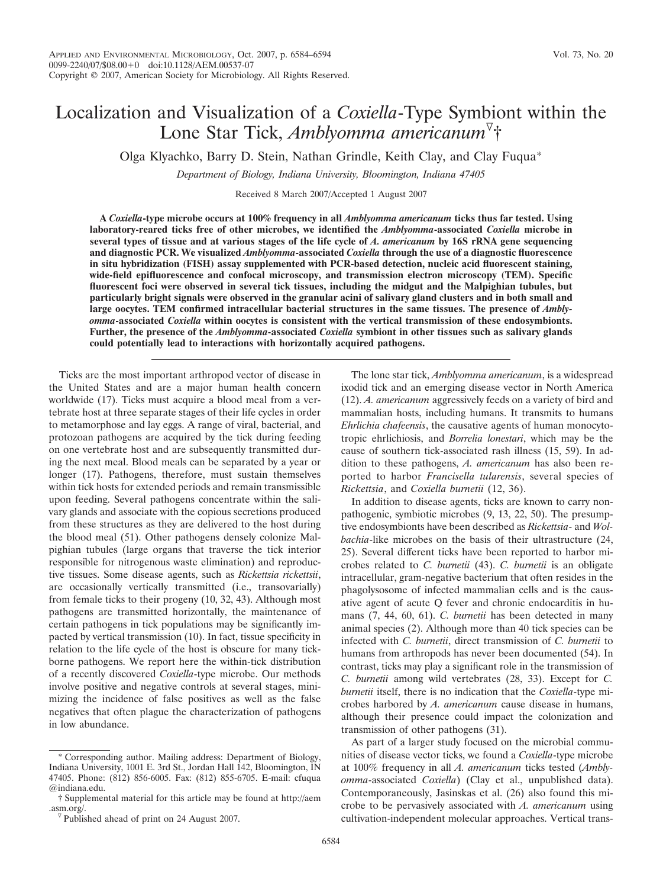# Localization and Visualization of a *Coxiella*-Type Symbiont within the Lone Star Tick, *Amblyomma americanum*[▽]†

Olga Klyachko, Barry D. Stein, Nathan Grindle, Keith Clay, and Clay Fuqua*

*Department of Biology, Indiana University, Bloomington, Indiana 47405*

Received 8 March 2007/Accepted 1 August 2007

**A *Coxiella*-type microbe occurs at 100% frequency in all *Amblyomma americanum* ticks thus far tested. Using laboratory-reared ticks free of other microbes, we identified the *Amblyomma*-associated *Coxiella* microbe in several types of tissue and at various stages of the life cycle of *A. americanum* by 16S rRNA gene sequencing and diagnostic PCR. We visualized *Amblyomma*-associated *Coxiella* through the use of a diagnostic fluorescence in situ hybridization (FISH) assay supplemented with PCR-based detection, nucleic acid fluorescent staining, wide-field epifluorescence and confocal microscopy, and transmission electron microscopy (TEM). Specific fluorescent foci were observed in several tick tissues, including the midgut and the Malpighian tubules, but particularly bright signals were observed in the granular acini of salivary gland clusters and in both small and large oocytes. TEM confirmed intracellular bacterial structures in the same tissues. The presence of *Amblyomma*-associated *Coxiella* within oocytes is consistent with the vertical transmission of these endosymbionts. Further, the presence of the *Amblyomma*-associated *Coxiella* symbiont in other tissues such as salivary glands could potentially lead to interactions with horizontally acquired pathogens.**

Ticks are the most important arthropod vector of disease in the United States and are a major human health concern worldwide (17). Ticks must acquire a blood meal from a vertebrate host at three separate stages of their life cycles in order to metamorphose and lay eggs. A range of viral, bacterial, and protozoan pathogens are acquired by the tick during feeding on one vertebrate host and are subsequently transmitted during the next meal. Blood meals can be separated by a year or longer (17). Pathogens, therefore, must sustain themselves within tick hosts for extended periods and remain transmissible upon feeding. Several pathogens concentrate within the salivary glands and associate with the copious secretions produced from these structures as they are delivered to the host during the blood meal (51). Other pathogens densely colonize Malpighian tubules (large organs that traverse the tick interior responsible for nitrogenous waste elimination) and reproductive tissues. Some disease agents, such as *Rickettsia rickettsii*, are occasionally vertically transmitted (i.e., transovarially) from female ticks to their progeny (10, 32, 43). Although most pathogens are transmitted horizontally, the maintenance of certain pathogens in tick populations may be significantly impacted by vertical transmission (10). In fact, tissue specificity in relation to the life cycle of the host is obscure for many tick-borne pathogens. We report here the within-tick distribution of a recently discovered *Coxiella*-type microbe. Our methods involve positive and negative controls at several stages, minimizing the incidence of false positives as well as the false negatives that often plague the characterization of pathogens in low abundance.

The lone star tick, *Amblyomma americanum*, is a widespread ixodid tick and an emerging disease vector in North America (12). *A. americanum* aggressively feeds on a variety of bird and mammalian hosts, including humans. It transmits to humans *Ehrlichia chafeensis*, the causative agents of human monocytotropic ehrlichiosis, and *Borrelia lonestari*, which may be the cause of southern tick-associated rash illness (15, 59). In addition to these pathogens, *A. americanum* has also been reported to harbor *Francisella tularensis*, several species of *Rickettsia*, and *Coxiella burnetii* (12, 36).

In addition to disease agents, ticks are known to carry nonpathogenic, symbiotic microbes (9, 13, 22, 50). The presumptive endosymbionts have been described as *Rickettsia*- and *Wolbachia*-like microbes on the basis of their ultrastructure (24, 25). Several different ticks have been reported to harbor microbes related to *C. burnetii* (43). *C. burnetii* is an obligate intracellular, gram-negative bacterium that often resides in the phagolysosome of infected mammalian cells and is the causative agent of acute Q fever and chronic endocarditis in humans (7, 44, 60, 61). *C. burnetii* has been detected in many animal species (2). Although more than 40 tick species can be infected with *C. burnetii*, direct transmission of *C. burnetii* to humans from arthropods has never been documented (54). In contrast, ticks may play a significant role in the transmission of *C. burnetii* among wild vertebrates (28, 33). Except for *C. burnetii* itself, there is no indication that the *Coxiella*-type microbes harbored by *A. americanum* cause disease in humans, although their presence could impact the colonization and transmission of other pathogens (31).

As part of a larger study focused on the microbial communities of disease vector ticks, we found a *Coxiella*-type microbe at 100% frequency in all *A. americanum* ticks tested (*Amblyomma*-associated *Coxiella*) (Clay et al., unpublished data). Contemporaneously, Jasinskas et al. (26) also found this microbe to be pervasively associated with *A. americanum* using cultivation-independent molecular approaches. Vertical trans-

---

* Corresponding author. Mailing address: Department of Biology, Indiana University, 1001 E. 3rd St., Jordan Hall 142, Bloomington, IN 47405. Phone: (812) 856-6005. Fax: (812) 855-6705. E-mail: cfuqua@indiana.edu.

† Supplemental material for this article may be found at http://aem.asm.org/.

▽ Published ahead of print on 24 August 2007.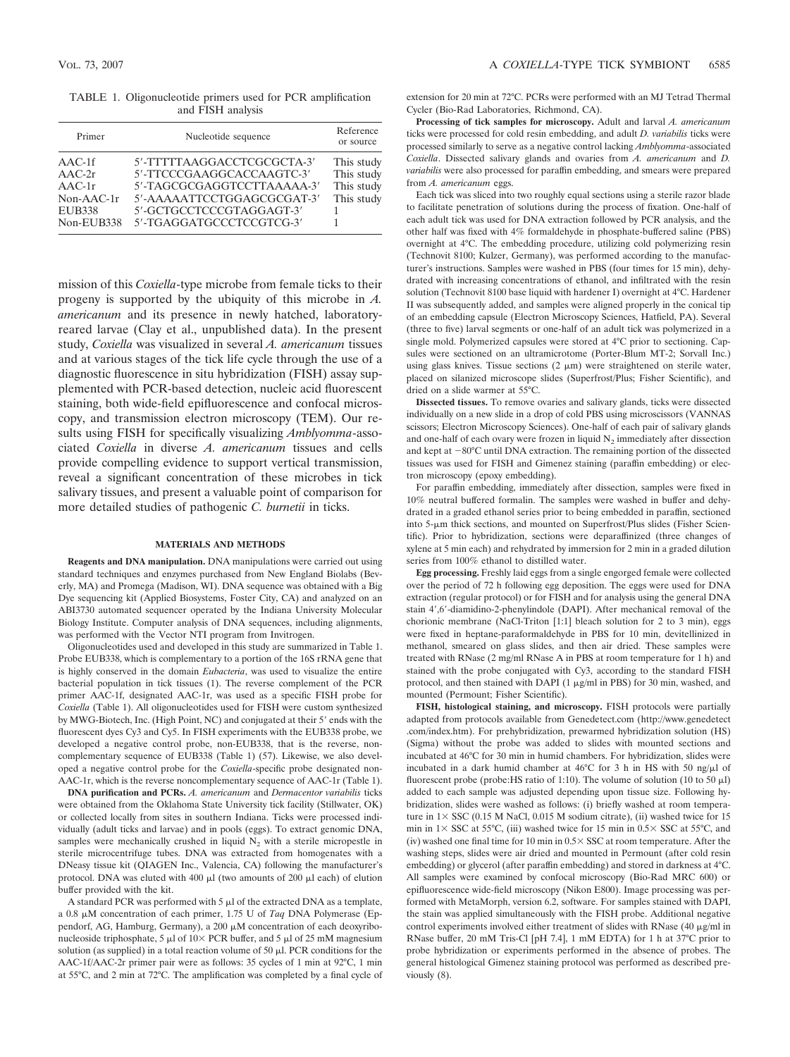TABLE 1. Oligonucleotide primers used for PCR amplification and FISH analysis

| Primer | Nucleotide sequence | Reference or source |
|---|---|---|
| AAC-1f | 5′-TTTTTAAGGACCTCGCGCTA-3′ | This study |
| AAC-2r | 5′-TTCCCGAAGGCACCAAGTC-3′ | This study |
| AAC-1r | 5′-TAGCGCGAGGTCCTTAAAAA-3′ | This study |
| Non-AAC-1r | 5′-AAAAATTCCTGGAGCGCGAT-3′ | This study |
| EUB338 | 5′-GCTGCCTCCCGTAGGAGT-3′ | 1 |
| Non-EUB338 | 5′-TGAGGATGCCCTCCGTCG-3′ | 1 |

mission of this *Coxiella*-type microbe from female ticks to their progeny is supported by the ubiquity of this microbe in *A. americanum* and its presence in newly hatched, laboratory-reared larvae (Clay et al., unpublished data). In the present study, *Coxiella* was visualized in several *A. americanum* tissues and at various stages of the tick life cycle through the use of a diagnostic fluorescence in situ hybridization (FISH) assay supplemented with PCR-based detection, nucleic acid fluorescent staining, both wide-field epifluorescence and confocal microscopy, and transmission electron microscopy (TEM). Our results using FISH for specifically visualizing *Amblyomma*-associated *Coxiella* in diverse *A. americanum* tissues and cells provide compelling evidence to support vertical transmission, reveal a significant concentration of these microbes in tick salivary tissues, and present a valuable point of comparison for more detailed studies of pathogenic *C. burnetii* in ticks.

## MATERIALS AND METHODS

**Reagents and DNA manipulation.** DNA manipulations were carried out using standard techniques and enzymes purchased from New England Biolabs (Beverly, MA) and Promega (Madison, WI). DNA sequence was obtained with a Big Dye sequencing kit (Applied Biosystems, Foster City, CA) and analyzed on an ABI3730 automated sequencer operated by the Indiana University Molecular Biology Institute. Computer analysis of DNA sequences, including alignments, was performed with the Vector NTI program from Invitrogen.

Oligonucleotides used and developed in this study are summarized in Table 1. Probe EUB338, which is complementary to a portion of the 16S rRNA gene that is highly conserved in the domain *Eubacteria*, was used to visualize the entire bacterial population in tick tissues (1). The reverse complement of the PCR primer AAC-1f, designated AAC-1r, was used as a specific FISH probe for *Coxiella* (Table 1). All oligonucleotides used for FISH were custom synthesized by MWG-Biotech, Inc. (High Point, NC) and conjugated at their 5′ ends with the fluorescent dyes Cy3 and Cy5. In FISH experiments with the EUB338 probe, we developed a negative control probe, non-EUB338, that is the reverse, noncomplementary sequence of EUB338 (Table 1) (57). Likewise, we also developed a negative control probe for the *Coxiella*-specific probe designated non-AAC-1r, which is the reverse noncomplementary sequence of AAC-1r (Table 1).

**DNA purification and PCRs.** *A. americanum* and *Dermacentor variabilis* ticks were obtained from the Oklahoma State University tick facility (Stillwater, OK) or collected locally from sites in southern Indiana. Ticks were processed individually (adult ticks and larvae) and in pools (eggs). To extract genomic DNA, samples were mechanically crushed in liquid $N_2$ with a sterile micropestle in sterile microcentrifuge tubes. DNA was extracted from homogenates with a DNeasy tissue kit (QIAGEN Inc., Valencia, CA) following the manufacturer's protocol. DNA was eluted with 400 μl (two amounts of 200 μl each) of elution buffer provided with the kit.

A standard PCR was performed with 5 μl of the extracted DNA as a template, a 0.8 μM concentration of each primer, 1.75 U of *Taq* DNA Polymerase (Eppendorf, AG, Hamburg, Germany), a 200 μM concentration of each deoxyribonucleoside triphosphate, 5 μl of 10× PCR buffer, and 5 μl of 25 mM magnesium solution (as supplied) in a total reaction volume of 50 μl. PCR conditions for the AAC-1f/AAC-2r primer pair were as follows: 35 cycles of 1 min at 92°C, 1 min at 55°C, and 2 min at 72°C. The amplification was completed by a final cycle of extension for 20 min at 72°C. PCRs were performed with an MJ Tetrad Thermal Cycler (Bio-Rad Laboratories, Richmond, CA).

**Processing of tick samples for microscopy.** Adult and larval *A. americanum* ticks were processed for cold resin embedding, and adult *D. variabilis* ticks were processed similarly to serve as a negative control lacking *Amblyomma*-associated *Coxiella*. Dissected salivary glands and ovaries from *A. americanum* and *D. variabilis* were also processed for paraffin embedding, and smears were prepared from *A. americanum* eggs.

Each tick was sliced into two roughly equal sections using a sterile razor blade to facilitate penetration of solutions during the process of fixation. One-half of each adult tick was used for DNA extraction followed by PCR analysis, and the other half was fixed with 4% formaldehyde in phosphate-buffered saline (PBS) overnight at 4°C. The embedding procedure, utilizing cold polymerizing resin (Technovit 8100; Kulzer, Germany), was performed according to the manufacturer's instructions. Samples were washed in PBS (four times for 15 min), dehydrated with increasing concentrations of ethanol, and infiltrated with the resin solution (Technovit 8100 base liquid with hardener I) overnight at 4°C. Hardener II was subsequently added, and samples were aligned properly in the conical tip of an embedding capsule (Electron Microscopy Sciences, Hatfield, PA). Several (three to five) larval segments or one-half of an adult tick was polymerized in a single mold. Polymerized capsules were stored at 4°C prior to sectioning. Capsules were sectioned on an ultramicrotome (Porter-Blum MT-2; Sorvall Inc.) using glass knives. Tissue sections (2 μm) were straightened on sterile water, placed on silanized microscope slides (Superfrost/Plus; Fisher Scientific), and dried on a slide warmer at 55°C.

**Dissected tissues.** To remove ovaries and salivary glands, ticks were dissected individually on a new slide in a drop of cold PBS using microscissors (VANNAS scissors; Electron Microscopy Sciences). One-half of each pair of salivary glands and one-half of each ovary were frozen in liquid $N_2$ immediately after dissection and kept at −80°C until DNA extraction. The remaining portion of the dissected tissues was used for FISH and Gimenez staining (paraffin embedding) or electron microscopy (epoxy embedding).

For paraffin embedding, immediately after dissection, samples were fixed in 10% neutral buffered formalin. The samples were washed in buffer and dehydrated in a graded ethanol series prior to being embedded in paraffin, sectioned into 5-μm thick sections, and mounted on Superfrost/Plus slides (Fisher Scientific). Prior to hybridization, sections were deparaffinized (three changes of xylene at 5 min each) and rehydrated by immersion for 2 min in a graded dilution series from 100% ethanol to distilled water.

**Egg processing.** Freshly laid eggs from a single engorged female were collected over the period of 72 h following egg deposition. The eggs were used for DNA extraction (regular protocol) or for FISH and for analysis using the general DNA stain 4′,6′-diamidino-2-phenylindole (DAPI). After mechanical removal of the chorionic membrane (NaCl-Triton [1:1] bleach solution for 2 to 3 min), eggs were fixed in heptane-paraformaldehyde in PBS for 10 min, devitellinized in methanol, smeared on glass slides, and then air dried. These samples were treated with RNase (2 mg/ml RNase A in PBS at room temperature for 1 h) and stained with the probe conjugated with Cy3, according to the standard FISH protocol, and then stained with DAPI (1 μg/ml in PBS) for 30 min, washed, and mounted (Permount; Fisher Scientific).

**FISH, histological staining, and microscopy.** FISH protocols were partially adapted from protocols available from Genedetect.com (http://www.genedetect.com/index.htm). For prehybridization, prewarmed hybridization solution (HS) (Sigma) without the probe was added to slides with mounted sections and incubated at 46°C for 30 min in humid chambers. For hybridization, slides were incubated in a dark humid chamber at 46°C for 3 h in HS with 50 ng/μl of fluorescent probe (probe:HS ratio of 1:10). The volume of solution (10 to 50 μl) added to each sample was adjusted depending upon tissue size. Following hybridization, slides were washed as follows: (i) briefly washed at room temperature in 1× SSC (0.15 M NaCl, 0.015 M sodium citrate), (ii) washed twice for 15 min in 1× SSC at 55°C, (iii) washed twice for 15 min in 0.5× SSC at 55°C, and (iv) washed one final time for 10 min in 0.5× SSC at room temperature. After the washing steps, slides were air dried and mounted in Permount (after cold resin embedding) or glycerol (after paraffin embedding) and stored in darkness at 4°C. All samples were examined by confocal microscopy (Bio-Rad MRC 600) or epifluorescence wide-field microscopy (Nikon E800). Image processing was performed with MetaMorph, version 6.2, software. For samples stained with DAPI, the stain was applied simultaneously with the FISH probe. Additional negative control experiments involved either treatment of slides with RNase (40 μg/ml in RNase buffer, 20 mM Tris-Cl [pH 7.4], 1 mM EDTA) for 1 h at 37°C prior to probe hybridization or experiments performed in the absence of probes. The general histological Gimenez staining protocol was performed as described previously (8).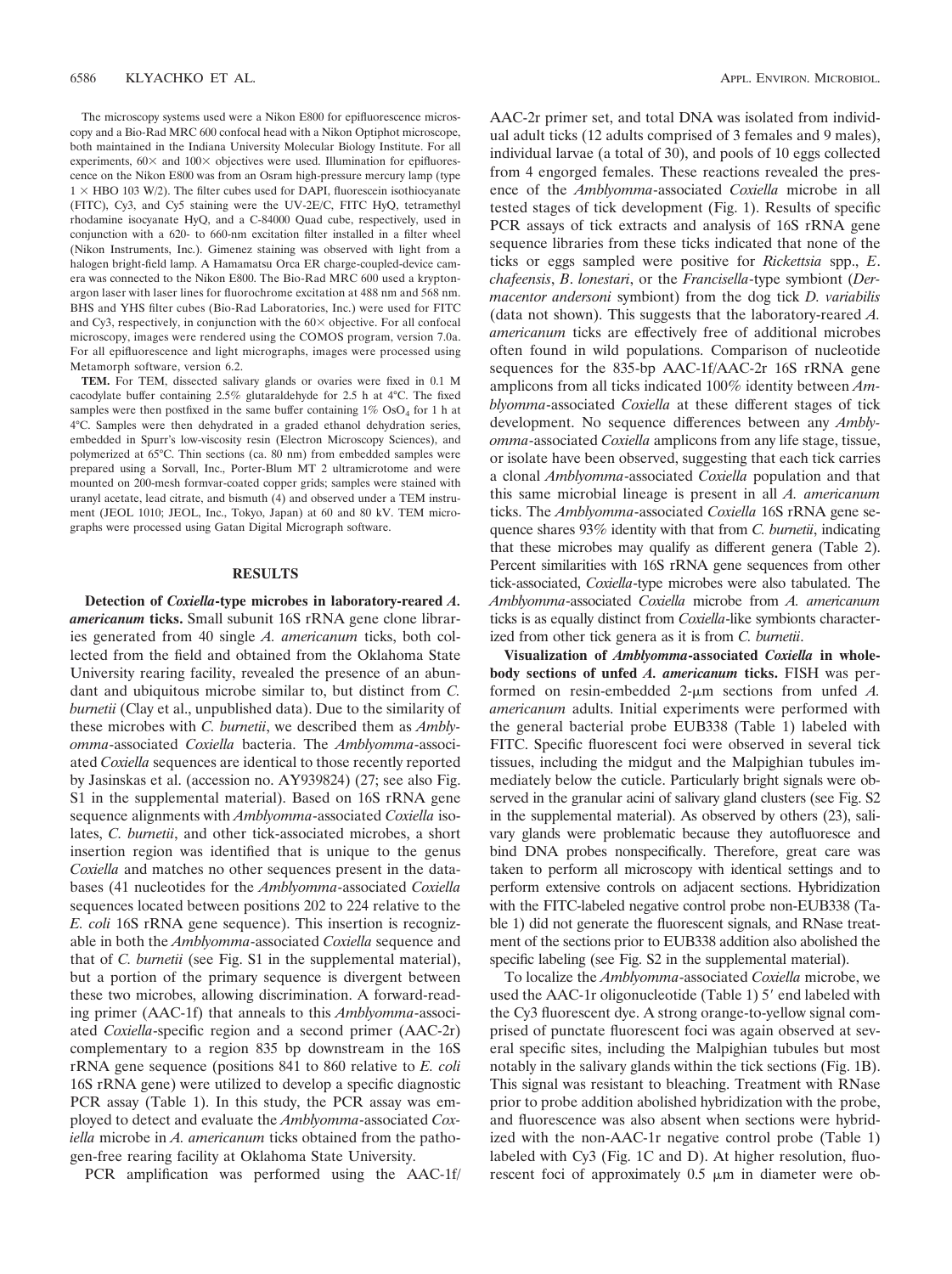The microscopy systems used were a Nikon E800 for epifluorescence microscopy and a Bio-Rad MRC 600 confocal head with a Nikon Optiphot microscope, both maintained in the Indiana University Molecular Biology Institute. For all experiments, 60× and 100× objectives were used. Illumination for epifluorescence on the Nikon E800 was from an Osram high-pressure mercury lamp (type 1 × HBO 103 W/2). The filter cubes used for DAPI, fluorescein isothiocyanate (FITC), Cy3, and Cy5 staining were the UV-2E/C, FITC HyQ, tetramethyl rhodamine isocyanate HyQ, and a C-84000 Quad cube, respectively, used in conjunction with a 620- to 660-nm excitation filter installed in a filter wheel (Nikon Instruments, Inc.). Gimenez staining was observed with light from a halogen bright-field lamp. A Hamamatsu Orca ER charge-coupled-device camera was connected to the Nikon E800. The Bio-Rad MRC 600 used a krypton-argon laser with laser lines for fluorochrome excitation at 488 nm and 568 nm. BHS and YHS filter cubes (Bio-Rad Laboratories, Inc.) were used for FITC and Cy3, respectively, in conjunction with the 60× objective. For all confocal microscopy, images were rendered using the COMOS program, version 7.0a. For all epifluorescence and light micrographs, images were processed using Metamorph software, version 6.2.

**TEM.** For TEM, dissected salivary glands or ovaries were fixed in 0.1 M cacodylate buffer containing 2.5% glutaraldehyde for 2.5 h at 4°C. The fixed samples were then postfixed in the same buffer containing 1% $OsO_4$ for 1 h at 4°C. Samples were then dehydrated in a graded ethanol dehydration series, embedded in Spurr's low-viscosity resin (Electron Microscopy Sciences), and polymerized at 65°C. Thin sections (ca. 80 nm) from embedded samples were prepared using a Sorvall, Inc., Porter-Blum MT 2 ultramicrotome and were mounted on 200-mesh formvar-coated copper grids; samples were stained with uranyl acetate, lead citrate, and bismuth (4) and observed under a TEM instrument (JEOL 1010; JEOL, Inc., Tokyo, Japan) at 60 and 80 kV. TEM micrographs were processed using Gatan Digital Micrograph software.

## RESULTS

**Detection of *Coxiella*-type microbes in laboratory-reared *A. americanum* ticks.** Small subunit 16S rRNA gene clone libraries generated from 40 single *A. americanum* ticks, both collected from the field and obtained from the Oklahoma State University rearing facility, revealed the presence of an abundant and ubiquitous microbe similar to, but distinct from *C. burnetii* (Clay et al., unpublished data). Due to the similarity of these microbes with *C. burnetii*, we described them as *Amblyomma*-associated *Coxiella* bacteria. The *Amblyomma*-associated *Coxiella* sequences are identical to those recently reported by Jasinskas et al. (accession no. AY939824) (27; see also Fig. S1 in the supplemental material). Based on 16S rRNA gene sequence alignments with *Amblyomma*-associated *Coxiella* isolates, *C. burnetii*, and other tick-associated microbes, a short insertion region was identified that is unique to the genus *Coxiella* and matches no other sequences present in the databases (41 nucleotides for the *Amblyomma*-associated *Coxiella* sequences located between positions 202 to 224 relative to the *E. coli* 16S rRNA gene sequence). This insertion is recognizable in both the *Amblyomma*-associated *Coxiella* sequence and that of *C. burnetii* (see Fig. S1 in the supplemental material), but a portion of the primary sequence is divergent between these two microbes, allowing discrimination. A forward-reading primer (AAC-1f) that anneals to this *Amblyomma*-associated *Coxiella*-specific region and a second primer (AAC-2r) complementary to a region 835 bp downstream in the 16S rRNA gene sequence (positions 841 to 860 relative to *E. coli* 16S rRNA gene) were utilized to develop a specific diagnostic PCR assay (Table 1). In this study, the PCR assay was employed to detect and evaluate the *Amblyomma*-associated *Coxiella* microbe in *A. americanum* ticks obtained from the pathogen-free rearing facility at Oklahoma State University.

PCR amplification was performed using the AAC-1f/AAC-2r primer set, and total DNA was isolated from individual adult ticks (12 adults comprised of 3 females and 9 males), individual larvae (a total of 30), and pools of 10 eggs collected from 4 engorged females. These reactions revealed the presence of the *Amblyomma*-associated *Coxiella* microbe in all tested stages of tick development (Fig. 1). Results of specific PCR assays of tick extracts and analysis of 16S rRNA gene sequence libraries from these ticks indicated that none of the ticks or eggs sampled were positive for *Rickettsia* spp., *E. chafeensis*, *B. lonestari*, or the *Francisella*-type symbiont (*Dermacentor andersoni* symbiont) from the dog tick *D. variabilis* (data not shown). This suggests that the laboratory-reared *A. americanum* ticks are effectively free of additional microbes often found in wild populations. Comparison of nucleotide sequences for the 835-bp AAC-1f/AAC-2r 16S rRNA gene amplicons from all ticks indicated 100% identity between *Amblyomma*-associated *Coxiella* at these different stages of tick development. No sequence differences between any *Amblyomma*-associated *Coxiella* amplicons from any life stage, tissue, or isolate have been observed, suggesting that each tick carries a clonal *Amblyomma*-associated *Coxiella* population and that this same microbial lineage is present in all *A. americanum* ticks. The *Amblyomma*-associated *Coxiella* 16S rRNA gene sequence shares 93% identity with that from *C. burnetii*, indicating that these microbes may qualify as different genera (Table 2). Percent similarities with 16S rRNA gene sequences from other tick-associated, *Coxiella*-type microbes were also tabulated. The *Amblyomma*-associated *Coxiella* microbe from *A. americanum* ticks is as equally distinct from *Coxiella*-like symbionts characterized from other tick genera as it is from *C. burnetii*.

**Visualization of *Amblyomma*-associated *Coxiella* in whole-body sections of unfed *A. americanum* ticks.** FISH was performed on resin-embedded 2-μm sections from unfed *A. americanum* adults. Initial experiments were performed with the general bacterial probe EUB338 (Table 1) labeled with FITC. Specific fluorescent foci were observed in several tick tissues, including the midgut and the Malpighian tubules immediately below the cuticle. Particularly bright signals were observed in the granular acini of salivary gland clusters (see Fig. S2 in the supplemental material). As observed by others (23), salivary glands were problematic because they autofluoresce and bind DNA probes nonspecifically. Therefore, great care was taken to perform all microscopy with identical settings and to perform extensive controls on adjacent sections. Hybridization with the FITC-labeled negative control probe non-EUB338 (Table 1) did not generate the fluorescent signals, and RNase treatment of the sections prior to EUB338 addition also abolished the specific labeling (see Fig. S2 in the supplemental material).

To localize the *Amblyomma*-associated *Coxiella* microbe, we used the AAC-1r oligonucleotide (Table 1) 5′ end labeled with the Cy3 fluorescent dye. A strong orange-to-yellow signal comprised of punctate fluorescent foci was again observed at several specific sites, including the Malpighian tubules but most notably in the salivary glands within the tick sections (Fig. 1B). This signal was resistant to bleaching. Treatment with RNase prior to probe addition abolished hybridization with the probe, and fluorescence was also absent when sections were hybridized with the non-AAC-1r negative control probe (Table 1) labeled with Cy3 (Fig. 1C and D). At higher resolution, fluorescent foci of approximately 0.5 μm in diameter were ob-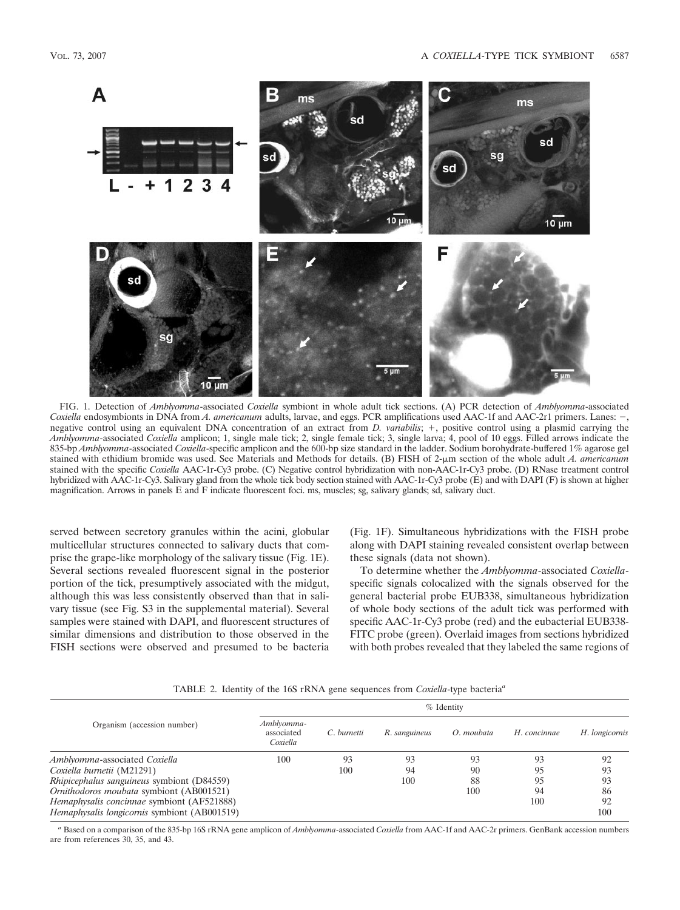FIG. 1. Detection of *Amblyomma*-associated *Coxiella* symbiont in whole adult tick sections. (A) PCR detection of *Amblyomma*-associated *Coxiella* endosymbionts in DNA from *A. americanum* adults, larvae, and eggs. PCR amplifications used AAC-1f and AAC-2r1 primers. Lanes: −, negative control using an equivalent DNA concentration of an extract from *D. variabilis*; +, positive control using a plasmid carrying the *Amblyomma*-associated *Coxiella* amplicon; 1, single male tick; 2, single female tick; 3, single larva; 4, pool of 10 eggs. Filled arrows indicate the 835-bp *Amblyomma*-associated *Coxiella*-specific amplicon and the 600-bp size standard in the ladder. Sodium borohydrate-buffered 1% agarose gel stained with ethidium bromide was used. See Materials and Methods for details. (B) FISH of 2-μm section of the whole adult *A. americanum* stained with the specific *Coxiella* AAC-1r-Cy3 probe. (C) Negative control hybridization with non-AAC-1r-Cy3 probe. (D) RNase treatment control hybridized with AAC-1r-Cy3. Salivary gland from the whole tick body section stained with AAC-1r-Cy3 probe (E) and with DAPI (F) is shown at higher magnification. Arrows in panels E and F indicate fluorescent foci. ms, muscles; sg, salivary glands; sd, salivary duct.

served between secretory granules within the acini, globular multicellular structures connected to salivary ducts that comprise the grape-like morphology of the salivary tissue (Fig. 1E). Several sections revealed fluorescent signal in the posterior portion of the tick, presumptively associated with the midgut, although this was less consistently observed than that in salivary tissue (see Fig. S3 in the supplemental material). Several samples were stained with DAPI, and fluorescent structures of similar dimensions and distribution to those observed in the FISH sections were observed and presumed to be bacteria (Fig. 1F). Simultaneous hybridizations with the FISH probe along with DAPI staining revealed consistent overlap between these signals (data not shown).

To determine whether the *Amblyomma*-associated *Coxiella*-specific signals colocalized with the signals observed for the general bacterial probe EUB338, simultaneous hybridization of whole body sections of the adult tick was performed with specific AAC-1r-Cy3 probe (red) and the eubacterial EUB338-FITC probe (green). Overlaid images from sections hybridized with both probes revealed that they labeled the same regions of

TABLE 2. Identity of the 16S rRNA gene sequences from *Coxiella*-type bacteria[a]

| Organism (accession number) | % Identity | | | | | |
|---|---|---|---|---|---|---|
| | *Amblyomma*-associated *Coxiella* | *C. burnetti* | *R. sanguineus* | *O. moubata* | *H. concinnae* | *H. longicornis* |
| *Amblyomma*-associated *Coxiella* | 100 | 93 | 93 | 93 | 93 | 92 |
| *Coxiella burnetii* (M21291) | | 100 | 94 | 90 | 95 | 93 |
| *Rhipicephalus sanguineus* symbiont (D84559) | | | 100 | 88 | 95 | 93 |
| *Ornithodoros moubata* symbiont (AB001521) | | | | 100 | 94 | 86 |
| *Hemaphysalis concinnae* symbiont (AF521888) | | | | | 100 | 92 |
| *Hemaphysalis longicornis* symbiont (AB001519) | | | | | | 100 |

[a] Based on a comparison of the 835-bp 16S rRNA gene amplicon of *Amblyomma*-associated *Coxiella* from AAC-1f and AAC-2r primers. GenBank accession numbers are from references 30, 35, and 43.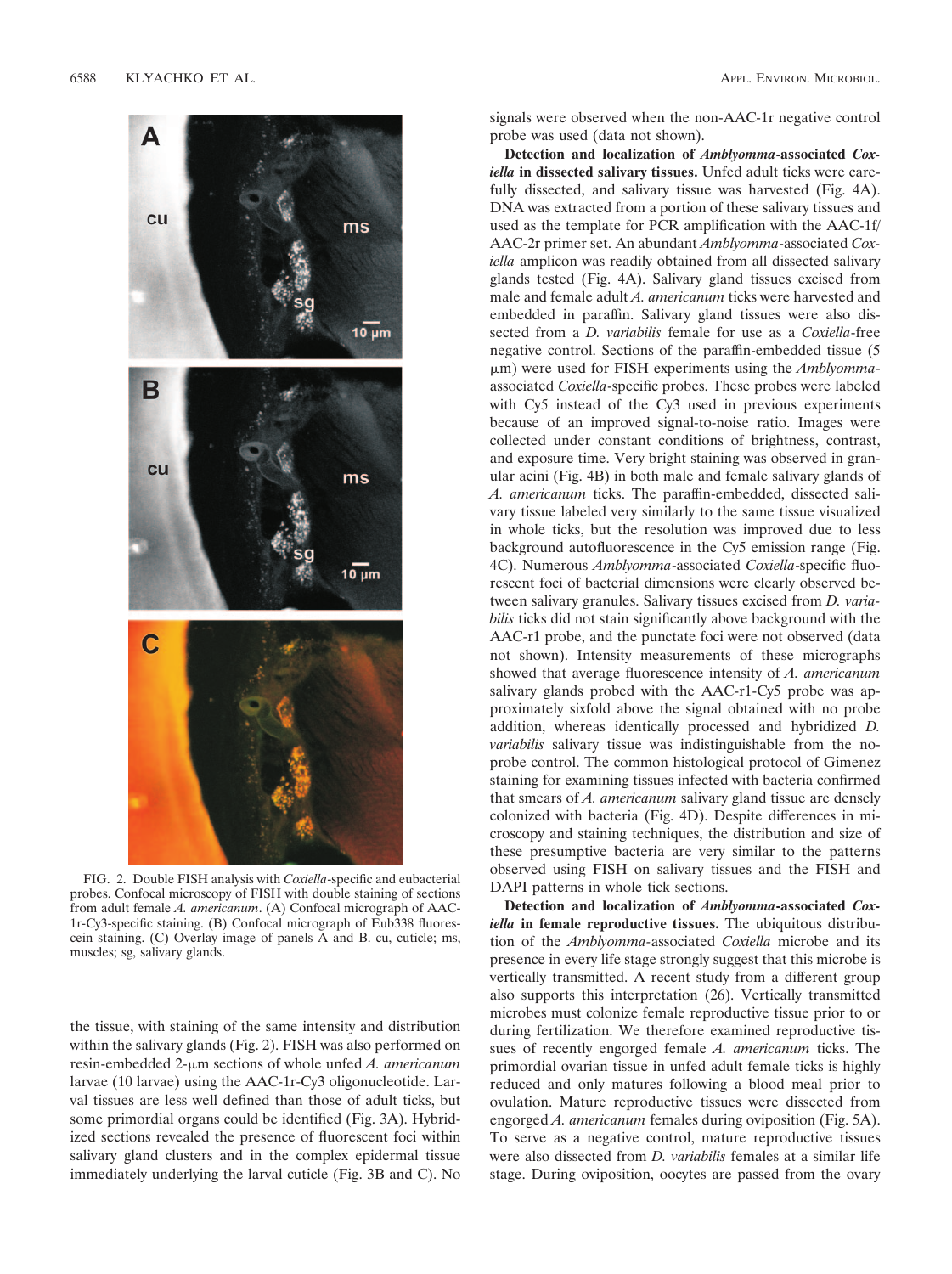FIG. 2. Double FISH analysis with *Coxiella*-specific and eubacterial probes. Confocal microscopy of FISH with double staining of sections from adult female *A. americanum*. (A) Confocal micrograph of AAC-1r-Cy3-specific staining. (B) Confocal micrograph of Eub338 fluorescein staining. (C) Overlay image of panels A and B. cu, cuticle; ms, muscles; sg, salivary glands.

the tissue, with staining of the same intensity and distribution within the salivary glands (Fig. 2). FISH was also performed on resin-embedded 2-μm sections of whole unfed *A. americanum* larvae (10 larvae) using the AAC-1r-Cy3 oligonucleotide. Larval tissues are less well defined than those of adult ticks, but some primordial organs could be identified (Fig. 3A). Hybridized sections revealed the presence of fluorescent foci within salivary gland clusters and in the complex epidermal tissue immediately underlying the larval cuticle (Fig. 3B and C). No signals were observed when the non-AAC-1r negative control probe was used (data not shown).

**Detection and localization of *Amblyomma*-associated *Coxiella* in dissected salivary tissues.** Unfed adult ticks were carefully dissected, and salivary tissue was harvested (Fig. 4A). DNA was extracted from a portion of these salivary tissues and used as the template for PCR amplification with the AAC-1f/AAC-2r primer set. An abundant *Amblyomma*-associated *Coxiella* amplicon was readily obtained from all dissected salivary glands tested (Fig. 4A). Salivary gland tissues excised from male and female adult *A. americanum* ticks were harvested and embedded in paraffin. Salivary gland tissues were also dissected from a *D. variabilis* female for use as a *Coxiella*-free negative control. Sections of the paraffin-embedded tissue (5 μm) were used for FISH experiments using the *Amblyomma*-associated *Coxiella*-specific probes. These probes were labeled with Cy5 instead of the Cy3 used in previous experiments because of an improved signal-to-noise ratio. Images were collected under constant conditions of brightness, contrast, and exposure time. Very bright staining was observed in granular acini (Fig. 4B) in both male and female salivary glands of *A. americanum* ticks. The paraffin-embedded, dissected salivary tissue labeled very similarly to the same tissue visualized in whole ticks, but the resolution was improved due to less background autofluorescence in the Cy5 emission range (Fig. 4C). Numerous *Amblyomma*-associated *Coxiella*-specific fluorescent foci of bacterial dimensions were clearly observed between salivary granules. Salivary tissues excised from *D. variabilis* ticks did not stain significantly above background with the AAC-r1 probe, and the punctate foci were not observed (data not shown). Intensity measurements of these micrographs showed that average fluorescence intensity of *A. americanum* salivary glands probed with the AAC-r1-Cy5 probe was approximately sixfold above the signal obtained with no probe addition, whereas identically processed and hybridized *D. variabilis* salivary tissue was indistinguishable from the no-probe control. The common histological protocol of Gimenez staining for examining tissues infected with bacteria confirmed that smears of *A. americanum* salivary gland tissue are densely colonized with bacteria (Fig. 4D). Despite differences in microscopy and staining techniques, the distribution and size of these presumptive bacteria are very similar to the patterns observed using FISH on salivary tissues and the FISH and DAPI patterns in whole tick sections.

**Detection and localization of *Amblyomma*-associated *Coxiella* in female reproductive tissues.** The ubiquitous distribution of the *Amblyomma*-associated *Coxiella* microbe and its presence in every life stage strongly suggest that this microbe is vertically transmitted. A recent study from a different group also supports this interpretation (26). Vertically transmitted microbes must colonize female reproductive tissue prior to or during fertilization. We therefore examined reproductive tissues of recently engorged female *A. americanum* ticks. The primordial ovarian tissue in unfed adult female ticks is highly reduced and only matures following a blood meal prior to ovulation. Mature reproductive tissues were dissected from engorged *A. americanum* females during oviposition (Fig. 5A). To serve as a negative control, mature reproductive tissues were also dissected from *D. variabilis* females at a similar life stage. During oviposition, oocytes are passed from the ovary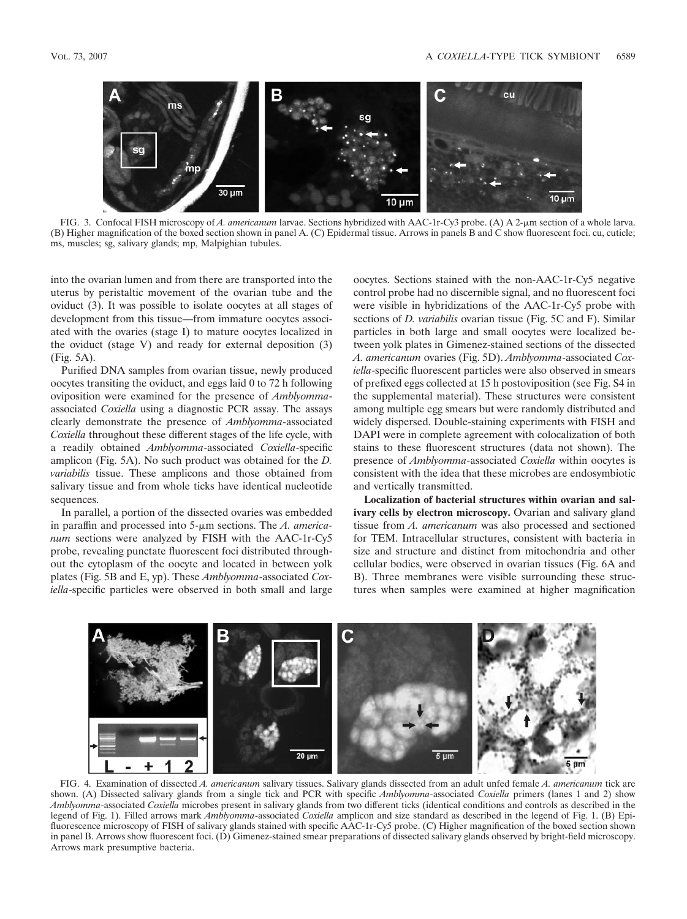FIG. 3. Confocal FISH microscopy of *A. americanum* larvae. Sections hybridized with AAC-1r-Cy3 probe. (A) A 2-μm section of a whole larva. (B) Higher magnification of the boxed section shown in panel A. (C) Epidermal tissue. Arrows in panels B and C show fluorescent foci. cu, cuticle; ms, muscles; sg, salivary glands; mp, Malpighian tubules.

into the ovarian lumen and from there are transported into the uterus by peristaltic movement of the ovarian tube and the oviduct (3). It was possible to isolate oocytes at all stages of development from this tissue—from immature oocytes associated with the ovaries (stage I) to mature oocytes localized in the oviduct (stage V) and ready for external deposition (3) (Fig. 5A).

Purified DNA samples from ovarian tissue, newly produced oocytes transiting the oviduct, and eggs laid 0 to 72 h following oviposition were examined for the presence of *Amblyomma*-associated *Coxiella* using a diagnostic PCR assay. The assays clearly demonstrate the presence of *Amblyomma*-associated *Coxiella* throughout these different stages of the life cycle, with a readily obtained *Amblyomma*-associated *Coxiella*-specific amplicon (Fig. 5A). No such product was obtained for the *D. variabilis* tissue. These amplicons and those obtained from salivary tissue and from whole ticks have identical nucleotide sequences.

In parallel, a portion of the dissected ovaries was embedded in paraffin and processed into 5-μm sections. The *A. americanum* sections were analyzed by FISH with the AAC-1r-Cy5 probe, revealing punctate fluorescent foci distributed throughout the cytoplasm of the oocyte and located in between yolk plates (Fig. 5B and E, yp). These *Amblyomma*-associated *Coxiella*-specific particles were observed in both small and large oocytes. Sections stained with the non-AAC-1r-Cy5 negative control probe had no discernible signal, and no fluorescent foci were visible in hybridizations of the AAC-1r-Cy5 probe with sections of *D. variabilis* ovarian tissue (Fig. 5C and F). Similar particles in both large and small oocytes were localized between yolk plates in Gimenez-stained sections of the dissected *A. americanum* ovaries (Fig. 5D). *Amblyomma*-associated *Coxiella*-specific fluorescent particles were also observed in smears of prefixed eggs collected at 15 h postoviposition (see Fig. S4 in the supplemental material). These structures were consistent among multiple egg smears but were randomly distributed and widely dispersed. Double-staining experiments with FISH and DAPI were in complete agreement with colocalization of both stains to these fluorescent structures (data not shown). The presence of *Amblyomma*-associated *Coxiella* within oocytes is consistent with the idea that these microbes are endosymbiotic and vertically transmitted.

**Localization of bacterial structures within ovarian and salivary cells by electron microscopy.** Ovarian and salivary gland tissue from *A. americanum* was also processed and sectioned for TEM. Intracellular structures, consistent with bacteria in size and structure and distinct from mitochondria and other cellular bodies, were observed in ovarian tissues (Fig. 6A and B). Three membranes were visible surrounding these structures when samples were examined at higher magnification

FIG. 4. Examination of dissected *A. americanum* salivary tissues. Salivary glands dissected from an adult unfed female *A. americanum* tick are shown. (A) Dissected salivary glands from a single tick and PCR with specific *Amblyomma*-associated *Coxiella* primers (lanes 1 and 2) show *Amblyomma*-associated *Coxiella* microbes present in salivary glands from two different ticks (identical conditions and controls as described in the legend of Fig. 1). Filled arrows mark *Amblyomma*-associated *Coxiella* amplicon and size standard as described in the legend of Fig. 1. (B) Epifluorescence microscopy of FISH of salivary glands stained with specific AAC-1r-Cy5 probe. (C) Higher magnification of the boxed section shown in panel B. Arrows show fluorescent foci. (D) Gimenez-stained smear preparations of dissected salivary glands observed by bright-field microscopy. Arrows mark presumptive bacteria.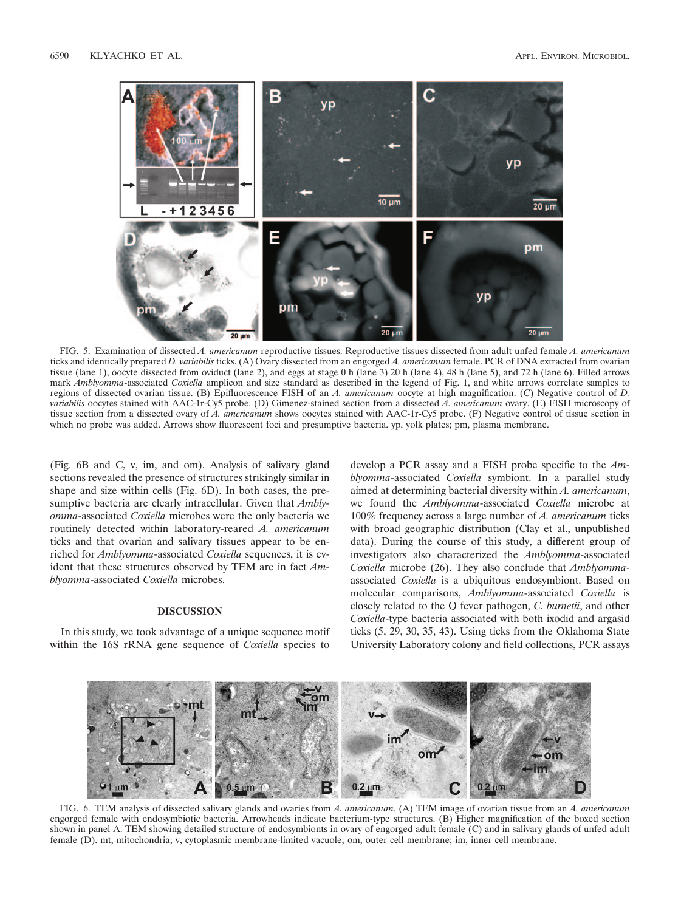FIG. 5. Examination of dissected *A. americanum* reproductive tissues. Reproductive tissues dissected from adult unfed female *A. americanum* ticks and identically prepared *D. variabilis* ticks. (A) Ovary dissected from an engorged *A. americanum* female. PCR of DNA extracted from ovarian tissue (lane 1), oocyte dissected from oviduct (lane 2), and eggs at stage 0 h (lane 3) 20 h (lane 4), 48 h (lane 5), and 72 h (lane 6). Filled arrows mark *Amblyomma*-associated *Coxiella* amplicon and size standard as described in the legend of Fig. 1, and white arrows correlate samples to regions of dissected ovarian tissue. (B) Epifluorescence FISH of an *A. americanum* oocyte at high magnification. (C) Negative control of *D. variabilis* oocytes stained with AAC-1r-Cy5 probe. (D) Gimenez-stained section from a dissected *A. americanum* ovary. (E) FISH microscopy of tissue section from a dissected ovary of *A. americanum* shows oocytes stained with AAC-1r-Cy5 probe. (F) Negative control of tissue section in which no probe was added. Arrows show fluorescent foci and presumptive bacteria. yp, yolk plates; pm, plasma membrane.

(Fig. 6B and C, v, im, and om). Analysis of salivary gland sections revealed the presence of structures strikingly similar in shape and size within cells (Fig. 6D). In both cases, the presumptive bacteria are clearly intracellular. Given that *Amblyomma*-associated *Coxiella* microbes were the only bacteria we routinely detected within laboratory-reared *A. americanum* ticks and that ovarian and salivary tissues appear to be enriched for *Amblyomma*-associated *Coxiella* sequences, it is evident that these structures observed by TEM are in fact *Amblyomma*-associated *Coxiella* microbes.

## DISCUSSION

In this study, we took advantage of a unique sequence motif within the 16S rRNA gene sequence of *Coxiella* species to develop a PCR assay and a FISH probe specific to the *Amblyomma*-associated *Coxiella* symbiont. In a parallel study aimed at determining bacterial diversity within *A. americanum*, we found the *Amblyomma*-associated *Coxiella* microbe at 100% frequency across a large number of *A. americanum* ticks with broad geographic distribution (Clay et al., unpublished data). During the course of this study, a different group of investigators also characterized the *Amblyomma*-associated *Coxiella* microbe (26). They also conclude that *Amblyomma*-associated *Coxiella* is a ubiquitous endosymbiont. Based on molecular comparisons, *Amblyomma*-associated *Coxiella* is closely related to the Q fever pathogen, *C. burnetii*, and other *Coxiella*-type bacteria associated with both ixodid and argasid ticks (5, 29, 30, 35, 43). Using ticks from the Oklahoma State University Laboratory colony and field collections, PCR assays

FIG. 6. TEM analysis of dissected salivary glands and ovaries from *A. americanum*. (A) TEM image of ovarian tissue from an *A. americanum* engorged female with endosymbiotic bacteria. Arrowheads indicate bacterium-type structures. (B) Higher magnification of the boxed section shown in panel A. TEM showing detailed structure of endosymbionts in ovary of engorged adult female (C) and in salivary glands of unfed adult female (D). mt, mitochondria; v, cytoplasmic membrane-limited vacuole; om, outer cell membrane; im, inner cell membrane.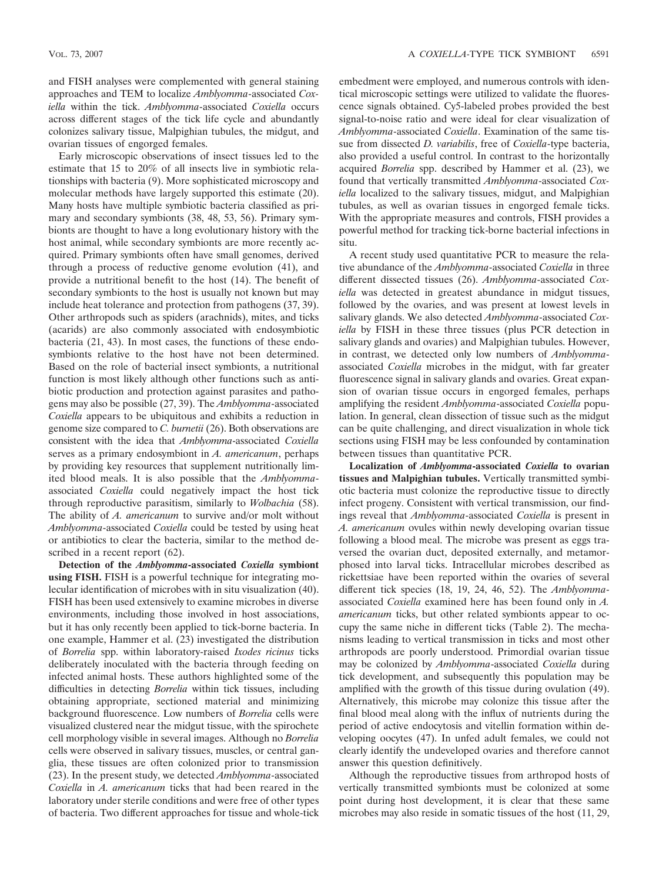and FISH analyses were complemented with general staining approaches and TEM to localize *Amblyomma*-associated *Coxiella* within the tick. *Amblyomma*-associated *Coxiella* occurs across different stages of the tick life cycle and abundantly colonizes salivary tissue, Malpighian tubules, the midgut, and ovarian tissues of engorged females.

Early microscopic observations of insect tissues led to the estimate that 15 to 20% of all insects live in symbiotic relationships with bacteria (9). More sophisticated microscopy and molecular methods have largely supported this estimate (20). Many hosts have multiple symbiotic bacteria classified as primary and secondary symbionts (38, 48, 53, 56). Primary symbionts are thought to have a long evolutionary history with the host animal, while secondary symbionts are more recently acquired. Primary symbionts often have small genomes, derived through a process of reductive genome evolution (41), and provide a nutritional benefit to the host (14). The benefit of secondary symbionts to the host is usually not known but may include heat tolerance and protection from pathogens (37, 39). Other arthropods such as spiders (arachnids), mites, and ticks (acarids) are also commonly associated with endosymbiotic bacteria (21, 43). In most cases, the functions of these endosymbionts relative to the host have not been determined. Based on the role of bacterial insect symbionts, a nutritional function is most likely although other functions such as antibiotic production and protection against parasites and pathogens may also be possible (27, 39). The *Amblyomma*-associated *Coxiella* appears to be ubiquitous and exhibits a reduction in genome size compared to *C. burnetii* (26). Both observations are consistent with the idea that *Amblyomma*-associated *Coxiella* serves as a primary endosymbiont in *A. americanum*, perhaps by providing key resources that supplement nutritionally limited blood meals. It is also possible that the *Amblyomma*-associated *Coxiella* could negatively impact the host tick through reproductive parasitism, similarly to *Wolbachia* (58). The ability of *A. americanum* to survive and/or molt without *Amblyomma*-associated *Coxiella* could be tested by using heat or antibiotics to clear the bacteria, similar to the method described in a recent report (62).

**Detection of the *Amblyomma*-associated *Coxiella* symbiont using FISH.** FISH is a powerful technique for integrating molecular identification of microbes with in situ visualization (40). FISH has been used extensively to examine microbes in diverse environments, including those involved in host associations, but it has only recently been applied to tick-borne bacteria. In one example, Hammer et al. (23) investigated the distribution of *Borrelia* spp. within laboratory-raised *Ixodes ricinus* ticks deliberately inoculated with the bacteria through feeding on infected animal hosts. These authors highlighted some of the difficulties in detecting *Borrelia* within tick tissues, including obtaining appropriate, sectioned material and minimizing background fluorescence. Low numbers of *Borrelia* cells were visualized clustered near the midgut tissue, with the spirochete cell morphology visible in several images. Although no *Borrelia* cells were observed in salivary tissues, muscles, or central ganglia, these tissues are often colonized prior to transmission (23). In the present study, we detected *Amblyomma*-associated *Coxiella* in *A. americanum* ticks that had been reared in the laboratory under sterile conditions and were free of other types of bacteria. Two different approaches for tissue and whole-tick embedment were employed, and numerous controls with identical microscopic settings were utilized to validate the fluorescence signals obtained. Cy5-labeled probes provided the best signal-to-noise ratio and were ideal for clear visualization of *Amblyomma*-associated *Coxiella*. Examination of the same tissue from dissected *D. variabilis*, free of *Coxiella*-type bacteria, also provided a useful control. In contrast to the horizontally acquired *Borrelia* spp. described by Hammer et al. (23), we found that vertically transmitted *Amblyomma*-associated *Coxiella* localized to the salivary tissues, midgut, and Malpighian tubules, as well as ovarian tissues in engorged female ticks. With the appropriate measures and controls, FISH provides a powerful method for tracking tick-borne bacterial infections in situ.

A recent study used quantitative PCR to measure the relative abundance of the *Amblyomma*-associated *Coxiella* in three different dissected tissues (26). *Amblyomma*-associated *Coxiella* was detected in greatest abundance in midgut tissues, followed by the ovaries, and was present at lowest levels in salivary glands. We also detected *Amblyomma*-associated *Coxiella* by FISH in these three tissues (plus PCR detection in salivary glands and ovaries) and Malpighian tubules. However, in contrast, we detected only low numbers of *Amblyomma*-associated *Coxiella* microbes in the midgut, with far greater fluorescence signal in salivary glands and ovaries. Great expansion of ovarian tissue occurs in engorged females, perhaps amplifying the resident *Amblyomma*-associated *Coxiella* population. In general, clean dissection of tissue such as the midgut can be quite challenging, and direct visualization in whole tick sections using FISH may be less confounded by contamination between tissues than quantitative PCR.

**Localization of *Amblyomma*-associated *Coxiella* to ovarian tissues and Malpighian tubules.** Vertically transmitted symbiotic bacteria must colonize the reproductive tissue to directly infect progeny. Consistent with vertical transmission, our findings reveal that *Amblyomma*-associated *Coxiella* is present in *A. americanum* ovules within newly developing ovarian tissue following a blood meal. The microbe was present as eggs traversed the ovarian duct, deposited externally, and metamorphosed into larval ticks. Intracellular microbes described as rickettsiae have been reported within the ovaries of several different tick species (18, 19, 24, 46, 52). The *Amblyomma*-associated *Coxiella* examined here has been found only in *A. americanum* ticks, but other related symbionts appear to occupy the same niche in different ticks (Table 2). The mechanisms leading to vertical transmission in ticks and most other arthropods are poorly understood. Primordial ovarian tissue may be colonized by *Amblyomma*-associated *Coxiella* during tick development, and subsequently this population may be amplified with the growth of this tissue during ovulation (49). Alternatively, this microbe may colonize this tissue after the final blood meal along with the influx of nutrients during the period of active endocytosis and vitellin formation within developing oocytes (47). In unfed adult females, we could not clearly identify the undeveloped ovaries and therefore cannot answer this question definitively.

Although the reproductive tissues from arthropod hosts of vertically transmitted symbionts must be colonized at some point during host development, it is clear that these same microbes may also reside in somatic tissues of the host (11, 29,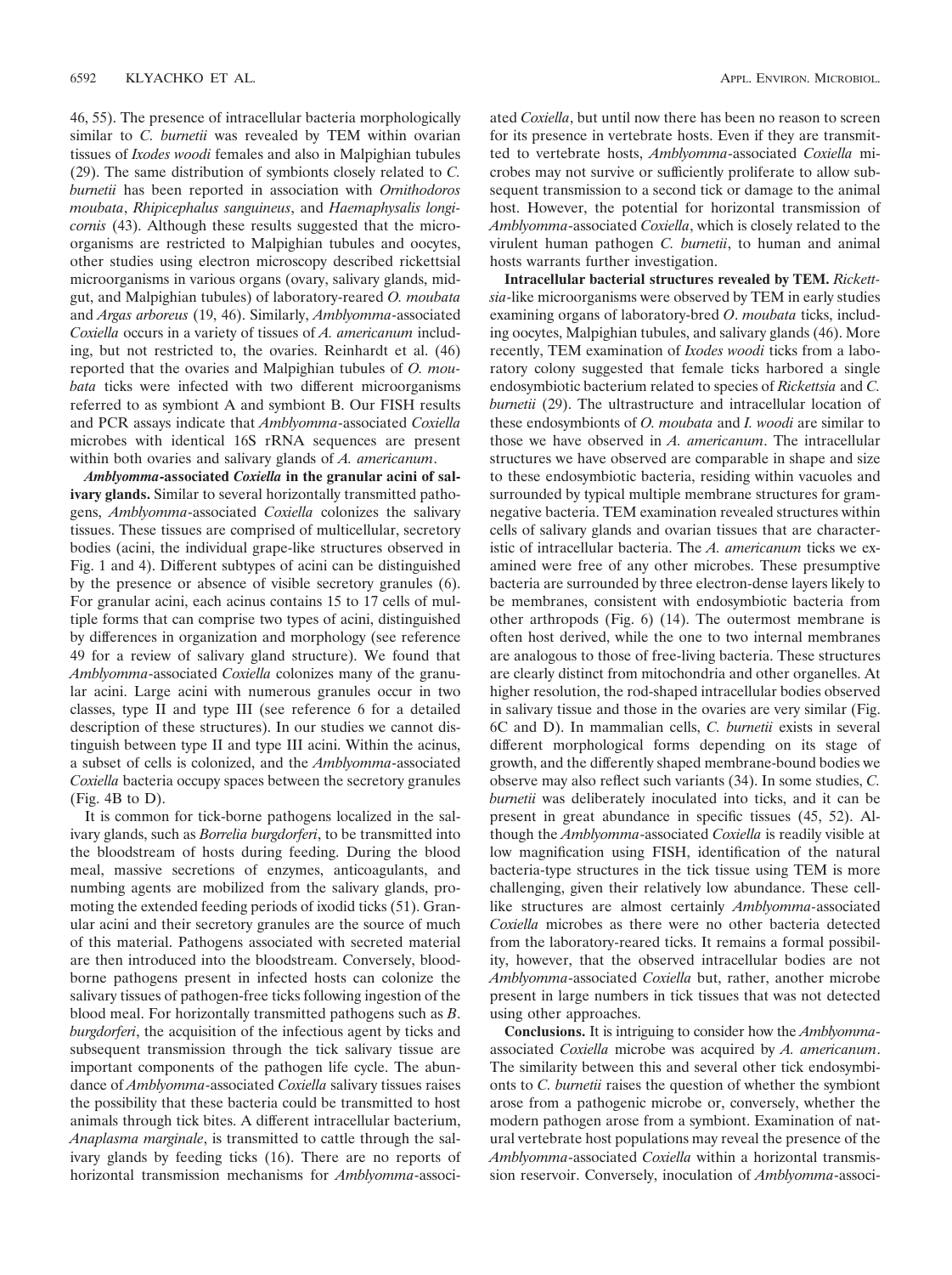46, 55). The presence of intracellular bacteria morphologically similar to *C. burnetii* was revealed by TEM within ovarian tissues of *Ixodes woodi* females and also in Malpighian tubules (29). The same distribution of symbionts closely related to *C. burnetii* has been reported in association with *Ornithodoros moubata*, *Rhipicephalus sanguineus*, and *Haemaphysalis longicornis* (43). Although these results suggested that the microorganisms are restricted to Malpighian tubules and oocytes, other studies using electron microscopy described rickettsial microorganisms in various organs (ovary, salivary glands, midgut, and Malpighian tubules) of laboratory-reared *O. moubata* and *Argas arboreus* (19, 46). Similarly, *Amblyomma*-associated *Coxiella* occurs in a variety of tissues of *A. americanum* including, but not restricted to, the ovaries. Reinhardt et al. (46) reported that the ovaries and Malpighian tubules of *O. moubata* ticks were infected with two different microorganisms referred to as symbiont A and symbiont B. Our FISH results and PCR assays indicate that *Amblyomma*-associated *Coxiella* microbes with identical 16S rRNA sequences are present within both ovaries and salivary glands of *A. americanum*.

***Amblyomma*-associated *Coxiella* in the granular acini of salivary glands.** Similar to several horizontally transmitted pathogens, *Amblyomma*-associated *Coxiella* colonizes the salivary tissues. These tissues are comprised of multicellular, secretory bodies (acini, the individual grape-like structures observed in Fig. 1 and 4). Different subtypes of acini can be distinguished by the presence or absence of visible secretory granules (6). For granular acini, each acinus contains 15 to 17 cells of multiple forms that can comprise two types of acini, distinguished by differences in organization and morphology (see reference 49 for a review of salivary gland structure). We found that *Amblyomma*-associated *Coxiella* colonizes many of the granular acini. Large acini with numerous granules occur in two classes, type II and type III (see reference 6 for a detailed description of these structures). In our studies we cannot distinguish between type II and type III acini. Within the acinus, a subset of cells is colonized, and the *Amblyomma*-associated *Coxiella* bacteria occupy spaces between the secretory granules (Fig. 4B to D).

It is common for tick-borne pathogens localized in the salivary glands, such as *Borrelia burgdorferi*, to be transmitted into the bloodstream of hosts during feeding. During the blood meal, massive secretions of enzymes, anticoagulants, and numbing agents are mobilized from the salivary glands, promoting the extended feeding periods of ixodid ticks (51). Granular acini and their secretory granules are the source of much of this material. Pathogens associated with secreted material are then introduced into the bloodstream. Conversely, blood-borne pathogens present in infected hosts can colonize the salivary tissues of pathogen-free ticks following ingestion of the blood meal. For horizontally transmitted pathogens such as *B. burgdorferi*, the acquisition of the infectious agent by ticks and subsequent transmission through the tick salivary tissue are important components of the pathogen life cycle. The abundance of *Amblyomma*-associated *Coxiella* salivary tissues raises the possibility that these bacteria could be transmitted to host animals through tick bites. A different intracellular bacterium, *Anaplasma marginale*, is transmitted to cattle through the salivary glands by feeding ticks (16). There are no reports of horizontal transmission mechanisms for *Amblyomma*-associated *Coxiella*, but until now there has been no reason to screen for its presence in vertebrate hosts. Even if they are transmitted to vertebrate hosts, *Amblyomma*-associated *Coxiella* microbes may not survive or sufficiently proliferate to allow subsequent transmission to a second tick or damage to the animal host. However, the potential for horizontal transmission of *Amblyomma*-associated *Coxiella*, which is closely related to the virulent human pathogen *C. burnetii*, to human and animal hosts warrants further investigation.

**Intracellular bacterial structures revealed by TEM.** *Rickettsia*-like microorganisms were observed by TEM in early studies examining organs of laboratory-bred *O. moubata* ticks, including oocytes, Malpighian tubules, and salivary glands (46). More recently, TEM examination of *Ixodes woodi* ticks from a laboratory colony suggested that female ticks harbored a single endosymbiotic bacterium related to species of *Rickettsia* and *C. burnetii* (29). The ultrastructure and intracellular location of these endosymbionts of *O. moubata* and *I. woodi* are similar to those we have observed in *A. americanum*. The intracellular structures we have observed are comparable in shape and size to these endosymbiotic bacteria, residing within vacuoles and surrounded by typical multiple membrane structures for gram-negative bacteria. TEM examination revealed structures within cells of salivary glands and ovarian tissues that are characteristic of intracellular bacteria. The *A. americanum* ticks we examined were free of any other microbes. These presumptive bacteria are surrounded by three electron-dense layers likely to be membranes, consistent with endosymbiotic bacteria from other arthropods (Fig. 6) (14). The outermost membrane is often host derived, while the one to two internal membranes are analogous to those of free-living bacteria. These structures are clearly distinct from mitochondria and other organelles. At higher resolution, the rod-shaped intracellular bodies observed in salivary tissue and those in the ovaries are very similar (Fig. 6C and D). In mammalian cells, *C. burnetii* exists in several different morphological forms depending on its stage of growth, and the differently shaped membrane-bound bodies we observe may also reflect such variants (34). In some studies, *C. burnetii* was deliberately inoculated into ticks, and it can be present in great abundance in specific tissues (45, 52). Although the *Amblyomma*-associated *Coxiella* is readily visible at low magnification using FISH, identification of the natural bacteria-type structures in the tick tissue using TEM is more challenging, given their relatively low abundance. These cell-like structures are almost certainly *Amblyomma*-associated *Coxiella* microbes as there were no other bacteria detected from the laboratory-reared ticks. It remains a formal possibility, however, that the observed intracellular bodies are not *Amblyomma*-associated *Coxiella* but, rather, another microbe present in large numbers in tick tissues that was not detected using other approaches.

**Conclusions.** It is intriguing to consider how the *Amblyomma*-associated *Coxiella* microbe was acquired by *A. americanum*. The similarity between this and several other tick endosymbionts to *C. burnetii* raises the question of whether the symbiont arose from a pathogenic microbe or, conversely, whether the modern pathogen arose from a symbiont. Examination of natural vertebrate host populations may reveal the presence of the *Amblyomma*-associated *Coxiella* within a horizontal transmission reservoir. Conversely, inoculation of *Amblyomma*-associ-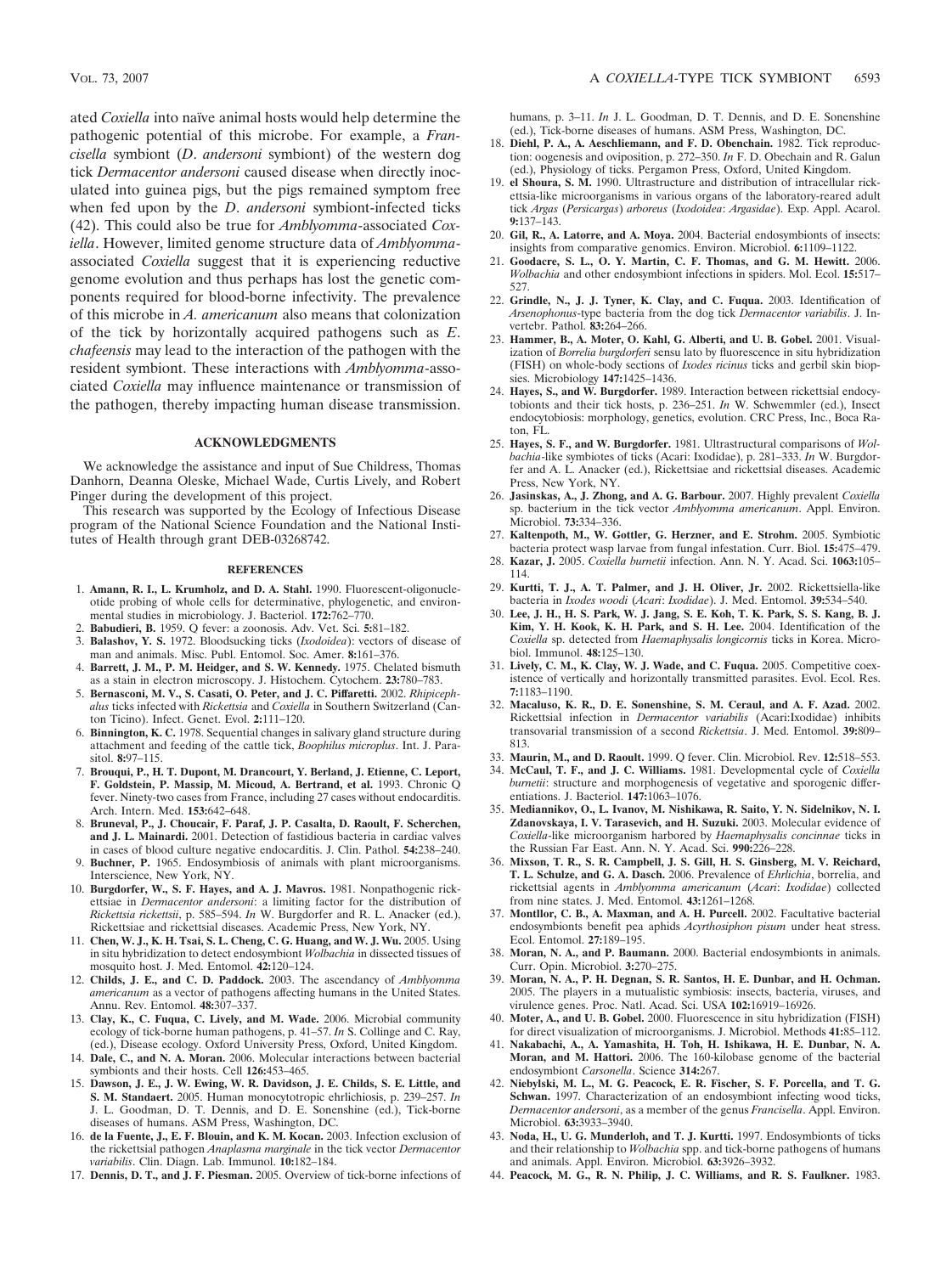ated *Coxiella* into naïve animal hosts would help determine the pathogenic potential of this microbe. For example, a *Francisella* symbiont (*D. andersoni* symbiont) of the western dog tick *Dermacentor andersoni* caused disease when directly inoculated into guinea pigs, but the pigs remained symptom free when fed upon by the *D. andersoni* symbiont-infected ticks (42). This could also be true for *Amblyomma*-associated *Coxiella*. However, limited genome structure data of *Amblyomma*-associated *Coxiella* suggest that it is experiencing reductive genome evolution and thus perhaps has lost the genetic components required for blood-borne infectivity. The prevalence of this microbe in *A. americanum* also means that colonization of the tick by horizontally acquired pathogens such as *E. chafeensis* may lead to the interaction of the pathogen with the resident symbiont. These interactions with *Amblyomma*-associated *Coxiella* may influence maintenance or transmission of the pathogen, thereby impacting human disease transmission.

## ACKNOWLEDGMENTS

We acknowledge the assistance and input of Sue Childress, Thomas Danhorn, Deanna Oleske, Michael Wade, Curtis Lively, and Robert Pinger during the development of this project.

This research was supported by the Ecology of Infectious Disease program of the National Science Foundation and the National Institutes of Health through grant DEB-03268742.

## REFERENCES

1. **Amann, R. I., L. Krumholz, and D. A. Stahl.** 1990. Fluorescent-oligonucleotide probing of whole cells for determinative, phylogenetic, and environmental studies in microbiology. J. Bacteriol. **172:**762–770.
2. **Babudieri, B.** 1959. Q fever: a zoonosis. Adv. Vet. Sci. **5:**81–182.
3. **Balashov, Y. S.** 1972. Bloodsucking ticks (*Ixodoidea*): vectors of disease of man and animals. Misc. Publ. Entomol. Soc. Amer. **8:**161–376.
4. **Barrett, J. M., P. M. Heidger, and S. W. Kennedy.** 1975. Chelated bismuth as a stain in electron microscopy. J. Histochem. Cytochem. **23:**780–783.
5. **Bernasconi, M. V., S. Casati, O. Peter, and J. C. Piffaretti.** 2002. *Rhipicephalus* ticks infected with *Rickettsia* and *Coxiella* in Southern Switzerland (Canton Ticino). Infect. Genet. Evol. **2:**111–120.
6. **Binnington, K. C.** 1978. Sequential changes in salivary gland structure during attachment and feeding of the cattle tick, *Boophilus microplus*. Int. J. Parasitol. **8:**97–115.
7. **Brouqui, P., H. T. Dupont, M. Drancourt, Y. Berland, J. Etienne, C. Leport, F. Goldstein, P. Massip, M. Micoud, A. Bertrand, et al.** 1993. Chronic Q fever. Ninety-two cases from France, including 27 cases without endocarditis. Arch. Intern. Med. **153:**642–648.
8. **Bruneval, P., J. Choucair, F. Paraf, J. P. Casalta, D. Raoult, F. Scherchen, and J. L. Mainardi.** 2001. Detection of fastidious bacteria in cardiac valves in cases of blood culture negative endocarditis. J. Clin. Pathol. **54:**238–240.
9. **Buchner, P.** 1965. Endosymbiosis of animals with plant microorganisms. Interscience, New York, NY.
10. **Burgdorfer, W., S. F. Hayes, and A. J. Mavros.** 1981. Nonpathogenic rickettsiae in *Dermacentor andersoni*: a limiting factor for the distribution of *Rickettsia rickettsii*, p. 585–594. *In* W. Burgdorfer and R. L. Anacker (ed.), Rickettsiae and rickettsial diseases. Academic Press, New York, NY.
11. **Chen, W. J., K. H. Tsai, S. L. Cheng, C. G. Huang, and W. J. Wu.** 2005. Using in situ hybridization to detect endosymbiont *Wolbachia* in dissected tissues of mosquito host. J. Med. Entomol. **42:**120–124.
12. **Childs, J. E., and C. D. Paddock.** 2003. The ascendancy of *Amblyomma americanum* as a vector of pathogens affecting humans in the United States. Annu. Rev. Entomol. **48:**307–337.
13. **Clay, K., C. Fuqua, C. Lively, and M. Wade.** 2006. Microbial community ecology of tick-borne human pathogens, p. 41–57. *In* S. Collinge and C. Ray, (ed.), Disease ecology. Oxford University Press, Oxford, United Kingdom.
14. **Dale, C., and N. A. Moran.** 2006. Molecular interactions between bacterial symbionts and their hosts. Cell **126:**453–465.
15. **Dawson, J. E., J. W. Ewing, W. R. Davidson, J. E. Childs, S. E. Little, and S. M. Standaert.** 2005. Human monocytotropic ehrlichiosis, p. 239–257. *In* J. L. Goodman, D. T. Dennis, and D. E. Sonenshine (ed.), Tick-borne diseases of humans. ASM Press, Washington, DC.
16. **de la Fuente, J., E. F. Blouin, and K. M. Kocan.** 2003. Infection exclusion of the rickettsial pathogen *Anaplasma marginale* in the tick vector *Dermacentor variabilis*. Clin. Diagn. Lab. Immunol. **10:**182–184.
17. **Dennis, D. T., and J. F. Piesman.** 2005. Overview of tick-borne infections of humans, p. 3–11. *In* J. L. Goodman, D. T. Dennis, and D. E. Sonenshine (ed.), Tick-borne diseases of humans. ASM Press, Washington, DC.
18. **Diehl, P. A., A. Aeschliemann, and F. D. Obenchain.** 1982. Tick reproduction: oogenesis and oviposition, p. 272–350. *In* F. D. Obechain and R. Galun (ed.), Physiology of ticks. Pergamon Press, Oxford, United Kingdom.
19. **el Shoura, S. M.** 1990. Ultrastructure and distribution of intracellular rickettsia-like microorganisms in various organs of the laboratory-reared adult tick *Argas* (*Persicargas*) *arboreus* (*Ixodoidea*: *Argasidae*). Exp. Appl. Acarol. **9:**137–143.
20. **Gil, R., A. Latorre, and A. Moya.** 2004. Bacterial endosymbionts of insects: insights from comparative genomics. Environ. Microbiol. **6:**1109–1122.
21. **Goodacre, S. L., O. Y. Martin, C. F. Thomas, and G. M. Hewitt.** 2006. *Wolbachia* and other endosymbiont infections in spiders. Mol. Ecol. **15:**517–527.
22. **Grindle, N., J. J. Tyner, K. Clay, and C. Fuqua.** 2003. Identification of *Arsenophonus*-type bacteria from the dog tick *Dermacentor variabilis*. J. Invertebr. Pathol. **83:**264–266.
23. **Hammer, B., A. Moter, O. Kahl, G. Alberti, and U. B. Gobel.** 2001. Visualization of *Borrelia burgdorferi* sensu lato by fluorescence in situ hybridization (FISH) on whole-body sections of *Ixodes ricinus* ticks and gerbil skin biopsies. Microbiology **147:**1425–1436.
24. **Hayes, S., and W. Burgdorfer.** 1989. Interaction between rickettsial endocytobionts and their tick hosts, p. 236–251. *In* W. Schwemmler (ed.), Insect endocytobiosis: morphology, genetics, evolution. CRC Press, Inc., Boca Raton, FL.
25. **Hayes, S. F., and W. Burgdorfer.** 1981. Ultrastructural comparisons of *Wolbachia*-like symbiotes of ticks (Acari: Ixodidae), p. 281–333. *In* W. Burgdorfer and A. L. Anacker (ed.), Rickettsiae and rickettsial diseases. Academic Press, New York, NY.
26. **Jasinskas, A., J. Zhong, and A. G. Barbour.** 2007. Highly prevalent *Coxiella* sp. bacterium in the tick vector *Amblyomma americanum*. Appl. Environ. Microbiol. **73:**334–336.
27. **Kaltenpoth, M., W. Gottler, G. Herzner, and E. Strohm.** 2005. Symbiotic bacteria protect wasp larvae from fungal infestation. Curr. Biol. **15:**475–479.
28. **Kazar, J.** 2005. *Coxiella burnetii* infection. Ann. N. Y. Acad. Sci. **1063:**105–114.
29. **Kurtti, T. J., A. T. Palmer, and J. H. Oliver, Jr.** 2002. Rickettsiella-like bacteria in *Ixodes woodi* (*Acari*: *Ixodidae*). J. Med. Entomol. **39:**534–540.
30. **Lee, J. H., H. S. Park, W. J. Jang, S. E. Koh, T. K. Park, S. S. Kang, B. J. Kim, Y. H. Kook, K. H. Park, and S. H. Lee.** 2004. Identification of the *Coxiella* sp. detected from *Haemaphysalis longicornis* ticks in Korea. Microbiol. Immunol. **48:**125–130.
31. **Lively, C. M., K. Clay, W. J. Wade, and C. Fuqua.** 2005. Competitive coexistence of vertically and horizontally transmitted parasites. Evol. Ecol. Res. **7:**1183–1190.
32. **Macaluso, K. R., D. E. Sonenshine, S. M. Ceraul, and A. F. Azad.** 2002. Rickettsial infection in *Dermacentor variabilis* (Acari:Ixodidae) inhibits transovarial transmission of a second *Rickettsia*. J. Med. Entomol. **39:**809–813.
33. **Maurin, M., and D. Raoult.** 1999. Q fever. Clin. Microbiol. Rev. **12:**518–553.
34. **McCaul, T. F., and J. C. Williams.** 1981. Developmental cycle of *Coxiella burnetii*: structure and morphogenesis of vegetative and sporogenic differentiations. J. Bacteriol. **147:**1063–1076.
35. **Mediannikov, O., L. Ivanov, M. Nishikawa, R. Saito, Y. N. Sidelnikov, N. I. Zdanovskaya, I. V. Tarasevich, and H. Suzuki.** 2003. Molecular evidence of *Coxiella*-like microorganism harbored by *Haemaphysalis concinnae* ticks in the Russian Far East. Ann. N. Y. Acad. Sci. **990:**226–228.
36. **Mixson, T. R., S. R. Campbell, J. S. Gill, H. S. Ginsberg, M. V. Reichard, T. L. Schulze, and G. A. Dasch.** 2006. Prevalence of *Ehrlichia*, borrelia, and rickettsial agents in *Amblyomma americanum* (*Acari*: *Ixodidae*) collected from nine states. J. Med. Entomol. **43:**1261–1268.
37. **Montllor, C. B., A. Maxman, and A. H. Purcell.** 2002. Facultative bacterial endosymbionts benefit pea aphids *Acyrthosiphon pisum* under heat stress. Ecol. Entomol. **27:**189–195.
38. **Moran, N. A., and P. Baumann.** 2000. Bacterial endosymbionts in animals. Curr. Opin. Microbiol. **3:**270–275.
39. **Moran, N. A., P. H. Degnan, S. R. Santos, H. E. Dunbar, and H. Ochman.** 2005. The players in a mutualistic symbiosis: insects, bacteria, viruses, and virulence genes. Proc. Natl. Acad. Sci. USA **102:**16919–16926.
40. **Moter, A., and U. B. Gobel.** 2000. Fluorescence in situ hybridization (FISH) for direct visualization of microorganisms. J. Microbiol. Methods **41:**85–112.
41. **Nakabachi, A., A. Yamashita, H. Toh, H. Ishikawa, H. E. Dunbar, N. A. Moran, and M. Hattori.** 2006. The 160-kilobase genome of the bacterial endosymbiont *Carsonella*. Science **314:**267.
42. **Niebylski, M. L., M. G. Peacock, E. R. Fischer, S. F. Porcella, and T. G. Schwan.** 1997. Characterization of an endosymbiont infecting wood ticks, *Dermacentor andersoni*, as a member of the genus *Francisella*. Appl. Environ. Microbiol. **63:**3933–3940.
43. **Noda, H., U. G. Munderloh, and T. J. Kurtti.** 1997. Endosymbionts of ticks and their relationship to *Wolbachia* spp. and tick-borne pathogens of humans and animals. Appl. Environ. Microbiol. **63:**3926–3932.
44. **Peacock, M. G., R. N. Philip, J. C. Williams, and R. S. Faulkner.** 1983.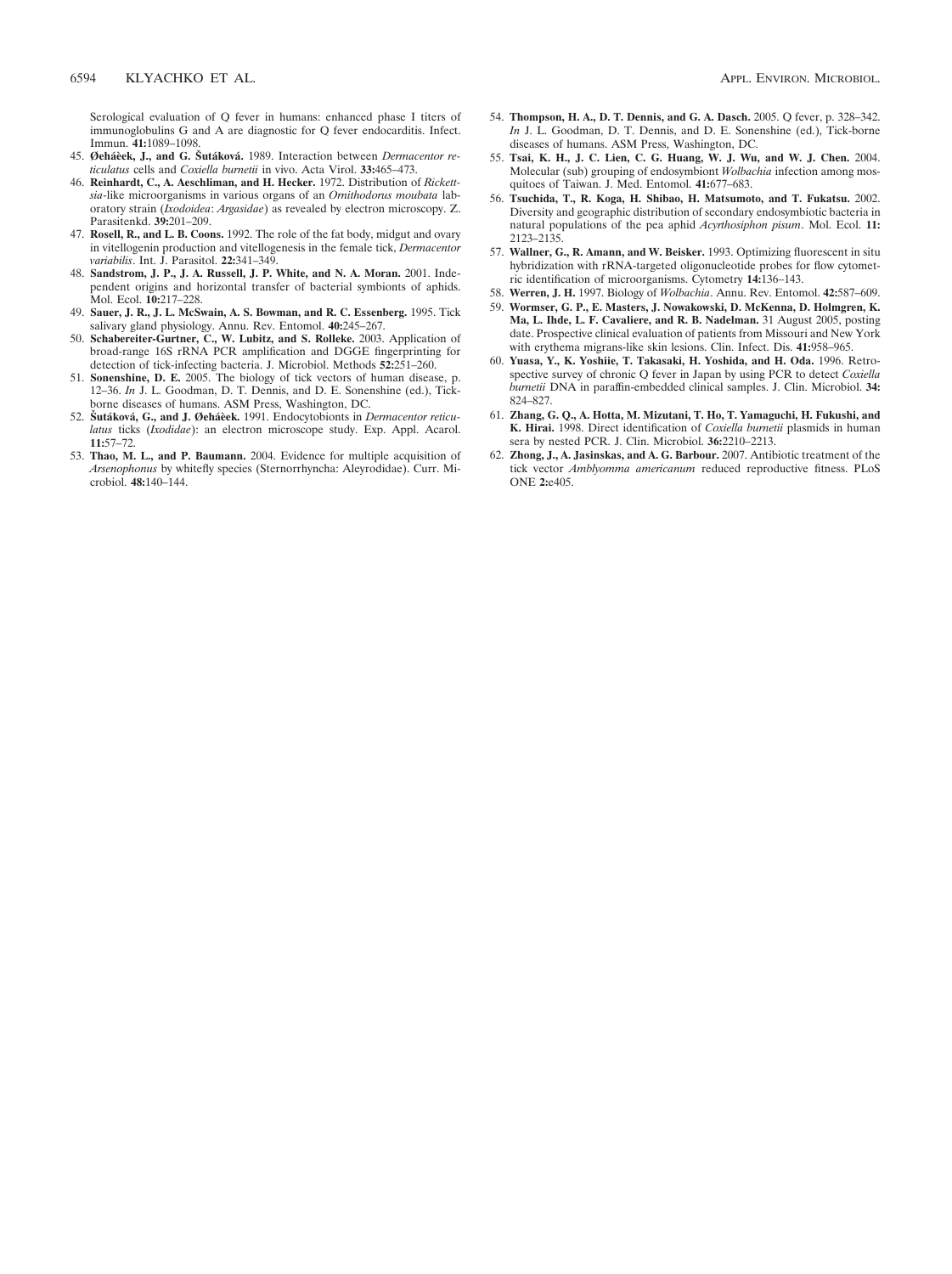Serological evaluation of Q fever in humans: enhanced phase I titers of immunoglobulins G and A are diagnostic for Q fever endocarditis. Infect. Immun. **41:**1089–1098.

45. **Øeháèek, J., and G. Šutáková.** 1989. Interaction between *Dermacentor reticulatus* cells and *Coxiella burnetii* in vivo. Acta Virol. **33:**465–473.
46. **Reinhardt, C., A. Aeschliman, and H. Hecker.** 1972. Distribution of *Rickettsia*-like microorganisms in various organs of an *Ornithodorus moubata* laboratory strain (*Ixodoidea*: *Argasidae*) as revealed by electron microscopy. Z. Parasitenkd. **39:**201–209.
47. **Rosell, R., and L. B. Coons.** 1992. The role of the fat body, midgut and ovary in vitellogenin production and vitellogenesis in the female tick, *Dermacentor variabilis*. Int. J. Parasitol. **22:**341–349.
48. **Sandstrom, J. P., J. A. Russell, J. P. White, and N. A. Moran.** 2001. Independent origins and horizontal transfer of bacterial symbionts of aphids. Mol. Ecol. **10:**217–228.
49. **Sauer, J. R., J. L. McSwain, A. S. Bowman, and R. C. Essenberg.** 1995. Tick salivary gland physiology. Annu. Rev. Entomol. **40:**245–267.
50. **Schabereiter-Gurtner, C., W. Lubitz, and S. Rolleke.** 2003. Application of broad-range 16S rRNA PCR amplification and DGGE fingerprinting for detection of tick-infecting bacteria. J. Microbiol. Methods **52:**251–260.
51. **Sonenshine, D. E.** 2005. The biology of tick vectors of human disease, p. 12–36. *In* J. L. Goodman, D. T. Dennis, and D. E. Sonenshine (ed.), Tick-borne diseases of humans. ASM Press, Washington, DC.
52. **Šutáková, G., and J. Øeháèek.** 1991. Endocytobionts in *Dermacentor reticulatus* ticks (*Ixodidae*): an electron microscope study. Exp. Appl. Acarol. **11:**57–72.
53. **Thao, M. L., and P. Baumann.** 2004. Evidence for multiple acquisition of *Arsenophonus* by whitefly species (Sternorrhyncha: Aleyrodidae). Curr. Microbiol. **48:**140–144.
54. **Thompson, H. A., D. T. Dennis, and G. A. Dasch.** 2005. Q fever, p. 328–342. *In* J. L. Goodman, D. T. Dennis, and D. E. Sonenshine (ed.), Tick-borne diseases of humans. ASM Press, Washington, DC.
55. **Tsai, K. H., J. C. Lien, C. G. Huang, W. J. Wu, and W. J. Chen.** 2004. Molecular (sub) grouping of endosymbiont *Wolbachia* infection among mosquitoes of Taiwan. J. Med. Entomol. **41:**677–683.
56. **Tsuchida, T., R. Koga, H. Shibao, H. Matsumoto, and T. Fukatsu.** 2002. Diversity and geographic distribution of secondary endosymbiotic bacteria in natural populations of the pea aphid *Acyrthosiphon pisum*. Mol. Ecol. **11:** 2123–2135.
57. **Wallner, G., R. Amann, and W. Beisker.** 1993. Optimizing fluorescent in situ hybridization with rRNA-targeted oligonucleotide probes for flow cytometric identification of microorganisms. Cytometry **14:**136–143.
58. **Werren, J. H.** 1997. Biology of *Wolbachia*. Annu. Rev. Entomol. **42:**587–609.
59. **Wormser, G. P., E. Masters, J. Nowakowski, D. McKenna, D. Holmgren, K. Ma, L. Ihde, L. F. Cavaliere, and R. B. Nadelman.** 31 August 2005, posting date. Prospective clinical evaluation of patients from Missouri and New York with erythema migrans-like skin lesions. Clin. Infect. Dis. **41:**958–965.
60. **Yuasa, Y., K. Yoshiie, T. Takasaki, H. Yoshida, and H. Oda.** 1996. Retrospective survey of chronic Q fever in Japan by using PCR to detect *Coxiella burnetii* DNA in paraffin-embedded clinical samples. J. Clin. Microbiol. **34:** 824–827.
61. **Zhang, G. Q., A. Hotta, M. Mizutani, T. Ho, T. Yamaguchi, H. Fukushi, and K. Hirai.** 1998. Direct identification of *Coxiella burnetii* plasmids in human sera by nested PCR. J. Clin. Microbiol. **36:**2210–2213.
62. **Zhong, J., A. Jasinskas, and A. G. Barbour.** 2007. Antibiotic treatment of the tick vector *Amblyomma americanum* reduced reproductive fitness. PLoS ONE **2:**e405.